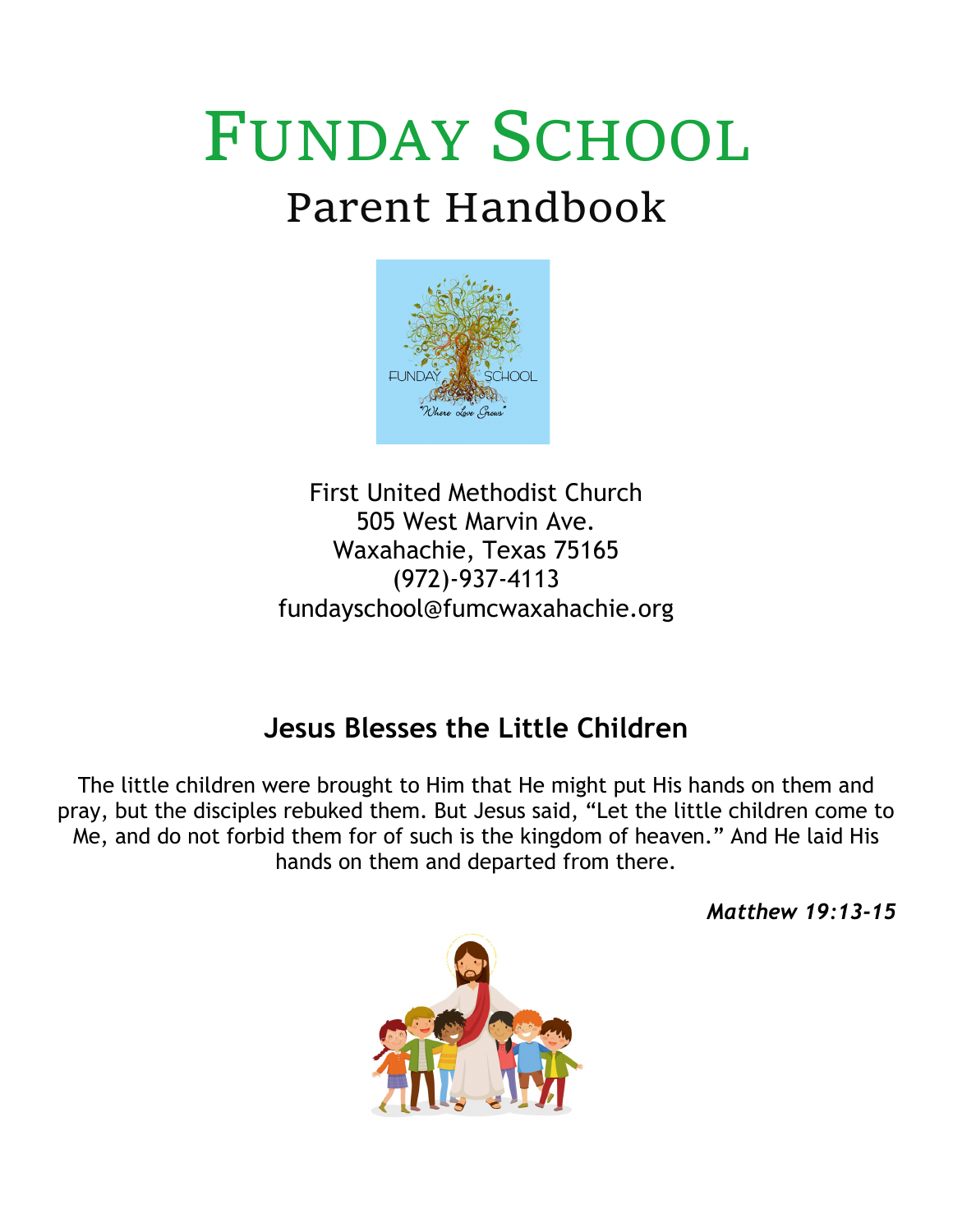# FUNDAY SCHOOL

## Parent Handbook

First United Methodist Church
505 West Marvin Ave.
Waxahachie, Texas 75165
(972)-937-4113
fundayschool@fumcwaxahachie.org

### Jesus Blesses the Little Children

The little children were brought to Him that He might put His hands on them and pray, but the disciples rebuked them. But Jesus said, "Let the little children come to Me, and do not forbid them for of such is the kingdom of heaven." And He laid His hands on them and departed from there.

***Matthew 19:13-15***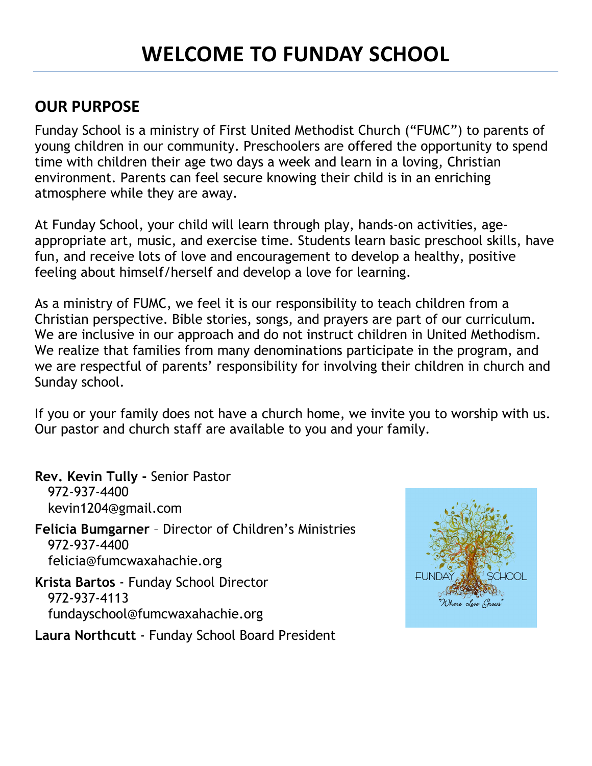# WELCOME TO FUNDAY SCHOOL

## OUR PURPOSE

Funday School is a ministry of First United Methodist Church ("FUMC") to parents of young children in our community. Preschoolers are offered the opportunity to spend time with children their age two days a week and learn in a loving, Christian environment. Parents can feel secure knowing their child is in an enriching atmosphere while they are away.

At Funday School, your child will learn through play, hands-on activities, age-appropriate art, music, and exercise time. Students learn basic preschool skills, have fun, and receive lots of love and encouragement to develop a healthy, positive feeling about himself/herself and develop a love for learning.

As a ministry of FUMC, we feel it is our responsibility to teach children from a Christian perspective. Bible stories, songs, and prayers are part of our curriculum. We are inclusive in our approach and do not instruct children in United Methodism. We realize that families from many denominations participate in the program, and we are respectful of parents' responsibility for involving their children in church and Sunday school.

If you or your family does not have a church home, we invite you to worship with us. Our pastor and church staff are available to you and your family.

**Rev. Kevin Tully -** Senior Pastor
972-937-4400
kevin1204@gmail.com

**Felicia Bumgarner** – Director of Children's Ministries
972-937-4400
felicia@fumcwaxahachie.org

**Krista Bartos** - Funday School Director
972-937-4113
fundayschool@fumcwaxahachie.org

**Laura Northcutt** - Funday School Board President

FUNDAY SCHOOL
"Where Love Grows"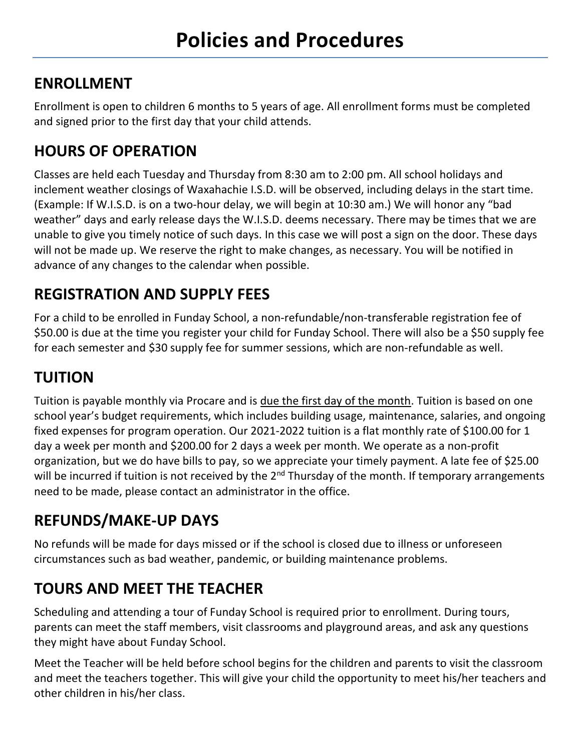# Policies and Procedures

## ENROLLMENT

Enrollment is open to children 6 months to 5 years of age. All enrollment forms must be completed and signed prior to the first day that your child attends.

## HOURS OF OPERATION

Classes are held each Tuesday and Thursday from 8:30 am to 2:00 pm. All school holidays and inclement weather closings of Waxahachie I.S.D. will be observed, including delays in the start time. (Example: If W.I.S.D. is on a two-hour delay, we will begin at 10:30 am.) We will honor any "bad weather" days and early release days the W.I.S.D. deems necessary. There may be times that we are unable to give you timely notice of such days. In this case we will post a sign on the door. These days will not be made up. We reserve the right to make changes, as necessary. You will be notified in advance of any changes to the calendar when possible.

## REGISTRATION AND SUPPLY FEES

For a child to be enrolled in Funday School, a non-refundable/non-transferable registration fee of $50.00 is due at the time you register your child for Funday School. There will also be a $50 supply fee for each semester and $30 supply fee for summer sessions, which are non-refundable as well.

## TUITION

Tuition is payable monthly via Procare and is <u>due the first day of the month</u>. Tuition is based on one school year's budget requirements, which includes building usage, maintenance, salaries, and ongoing fixed expenses for program operation. Our 2021-2022 tuition is a flat monthly rate of $100.00 for 1 day a week per month and $200.00 for 2 days a week per month. We operate as a non-profit organization, but we do have bills to pay, so we appreciate your timely payment. A late fee of $25.00 will be incurred if tuition is not received by the 2nd Thursday of the month. If temporary arrangements need to be made, please contact an administrator in the office.

## REFUNDS/MAKE-UP DAYS

No refunds will be made for days missed or if the school is closed due to illness or unforeseen circumstances such as bad weather, pandemic, or building maintenance problems.

## TOURS AND MEET THE TEACHER

Scheduling and attending a tour of Funday School is required prior to enrollment. During tours, parents can meet the staff members, visit classrooms and playground areas, and ask any questions they might have about Funday School.

Meet the Teacher will be held before school begins for the children and parents to visit the classroom and meet the teachers together. This will give your child the opportunity to meet his/her teachers and other children in his/her class.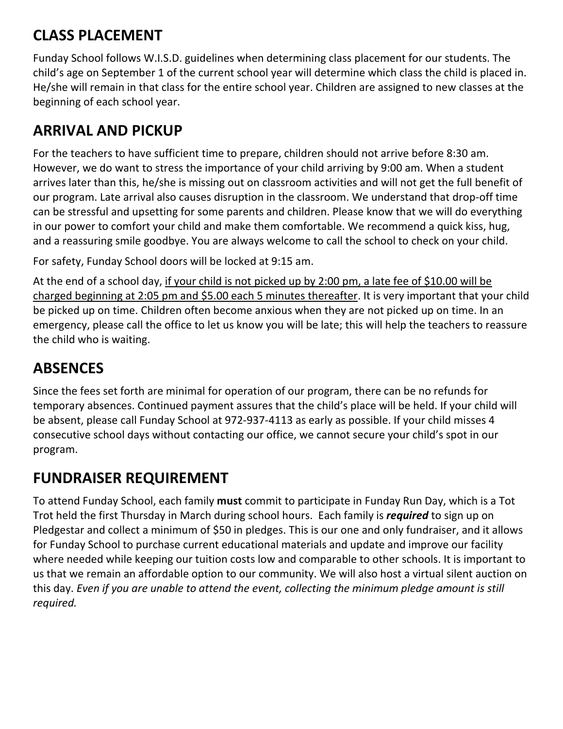## CLASS PLACEMENT

Funday School follows W.I.S.D. guidelines when determining class placement for our students. The child's age on September 1 of the current school year will determine which class the child is placed in. He/she will remain in that class for the entire school year. Children are assigned to new classes at the beginning of each school year.

## ARRIVAL AND PICKUP

For the teachers to have sufficient time to prepare, children should not arrive before 8:30 am. However, we do want to stress the importance of your child arriving by 9:00 am. When a student arrives later than this, he/she is missing out on classroom activities and will not get the full benefit of our program. Late arrival also causes disruption in the classroom. We understand that drop-off time can be stressful and upsetting for some parents and children. Please know that we will do everything in our power to comfort your child and make them comfortable. We recommend a quick kiss, hug, and a reassuring smile goodbye. You are always welcome to call the school to check on your child.

For safety, Funday School doors will be locked at 9:15 am.

At the end of a school day, <u>if your child is not picked up by 2:00 pm, a late fee of $10.00 will be charged beginning at 2:05 pm and $5.00 each 5 minutes thereafter</u>. It is very important that your child be picked up on time. Children often become anxious when they are not picked up on time. In an emergency, please call the office to let us know you will be late; this will help the teachers to reassure the child who is waiting.

## ABSENCES

Since the fees set forth are minimal for operation of our program, there can be no refunds for temporary absences. Continued payment assures that the child's place will be held. If your child will be absent, please call Funday School at 972-937-4113 as early as possible. If your child misses 4 consecutive school days without contacting our office, we cannot secure your child's spot in our program.

## FUNDRAISER REQUIREMENT

To attend Funday School, each family **must** commit to participate in Funday Run Day, which is a Tot Trot held the first Thursday in March during school hours. Each family is ***required*** to sign up on Pledgestar and collect a minimum of $50 in pledges. This is our one and only fundraiser, and it allows for Funday School to purchase current educational materials and update and improve our facility where needed while keeping our tuition costs low and comparable to other schools. It is important to us that we remain an affordable option to our community. We will also host a virtual silent auction on this day. *Even if you are unable to attend the event, collecting the minimum pledge amount is still required.*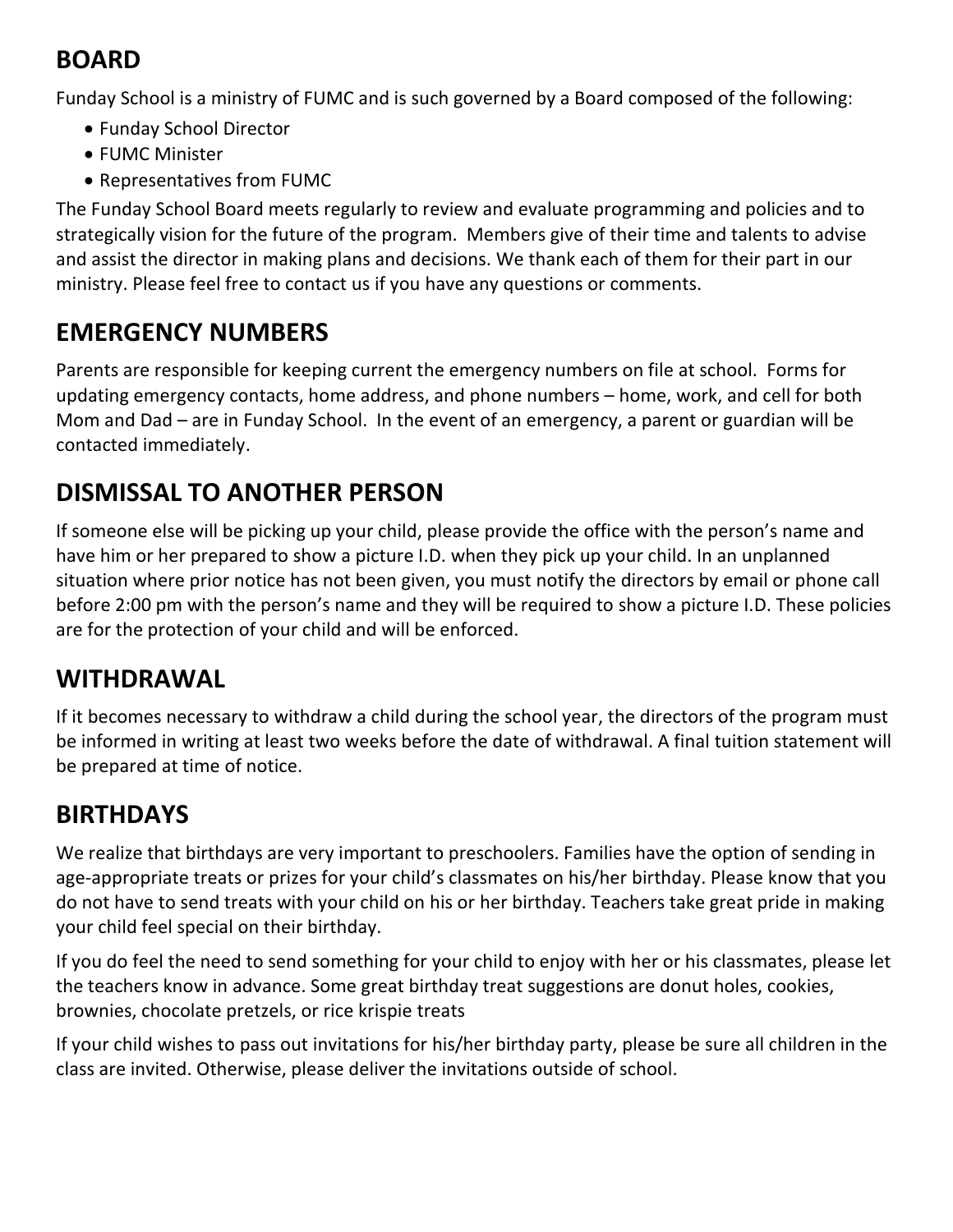## BOARD

Funday School is a ministry of FUMC and is such governed by a Board composed of the following:

- Funday School Director
- FUMC Minister
- Representatives from FUMC

The Funday School Board meets regularly to review and evaluate programming and policies and to strategically vision for the future of the program. Members give of their time and talents to advise and assist the director in making plans and decisions. We thank each of them for their part in our ministry. Please feel free to contact us if you have any questions or comments.

## EMERGENCY NUMBERS

Parents are responsible for keeping current the emergency numbers on file at school. Forms for updating emergency contacts, home address, and phone numbers – home, work, and cell for both Mom and Dad – are in Funday School. In the event of an emergency, a parent or guardian will be contacted immediately.

## DISMISSAL TO ANOTHER PERSON

If someone else will be picking up your child, please provide the office with the person's name and have him or her prepared to show a picture I.D. when they pick up your child. In an unplanned situation where prior notice has not been given, you must notify the directors by email or phone call before 2:00 pm with the person's name and they will be required to show a picture I.D. These policies are for the protection of your child and will be enforced.

## WITHDRAWAL

If it becomes necessary to withdraw a child during the school year, the directors of the program must be informed in writing at least two weeks before the date of withdrawal. A final tuition statement will be prepared at time of notice.

## BIRTHDAYS

We realize that birthdays are very important to preschoolers. Families have the option of sending in age-appropriate treats or prizes for your child's classmates on his/her birthday. Please know that you do not have to send treats with your child on his or her birthday. Teachers take great pride in making your child feel special on their birthday.

If you do feel the need to send something for your child to enjoy with her or his classmates, please let the teachers know in advance. Some great birthday treat suggestions are donut holes, cookies, brownies, chocolate pretzels, or rice krispie treats

If your child wishes to pass out invitations for his/her birthday party, please be sure all children in the class are invited. Otherwise, please deliver the invitations outside of school.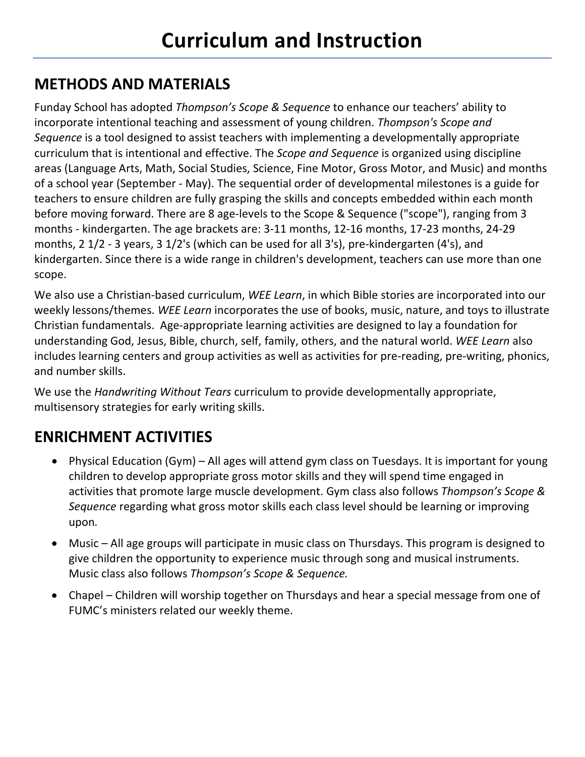# Curriculum and Instruction

## METHODS AND MATERIALS

Funday School has adopted *Thompson's Scope & Sequence* to enhance our teachers' ability to incorporate intentional teaching and assessment of young children. *Thompson's Scope and Sequence* is a tool designed to assist teachers with implementing a developmentally appropriate curriculum that is intentional and effective. The *Scope and Sequence* is organized using discipline areas (Language Arts, Math, Social Studies, Science, Fine Motor, Gross Motor, and Music) and months of a school year (September - May). The sequential order of developmental milestones is a guide for teachers to ensure children are fully grasping the skills and concepts embedded within each month before moving forward. There are 8 age-levels to the Scope & Sequence ("scope"), ranging from 3 months - kindergarten. The age brackets are: 3-11 months, 12-16 months, 17-23 months, 24-29 months, 2 1/2 - 3 years, 3 1/2's (which can be used for all 3's), pre-kindergarten (4's), and kindergarten. Since there is a wide range in children's development, teachers can use more than one scope.

We also use a Christian-based curriculum, *WEE Learn*, in which Bible stories are incorporated into our weekly lessons/themes. *WEE Learn* incorporates the use of books, music, nature, and toys to illustrate Christian fundamentals. Age-appropriate learning activities are designed to lay a foundation for understanding God, Jesus, Bible, church, self, family, others, and the natural world. *WEE Learn* also includes learning centers and group activities as well as activities for pre-reading, pre-writing, phonics, and number skills.

We use the *Handwriting Without Tears* curriculum to provide developmentally appropriate, multisensory strategies for early writing skills.

## ENRICHMENT ACTIVITIES

- Physical Education (Gym) – All ages will attend gym class on Tuesdays. It is important for young children to develop appropriate gross motor skills and they will spend time engaged in activities that promote large muscle development. Gym class also follows *Thompson's Scope & Sequence* regarding what gross motor skills each class level should be learning or improving upon.
- Music – All age groups will participate in music class on Thursdays. This program is designed to give children the opportunity to experience music through song and musical instruments. Music class also follows *Thompson's Scope & Sequence.*
- Chapel – Children will worship together on Thursdays and hear a special message from one of FUMC's ministers related our weekly theme.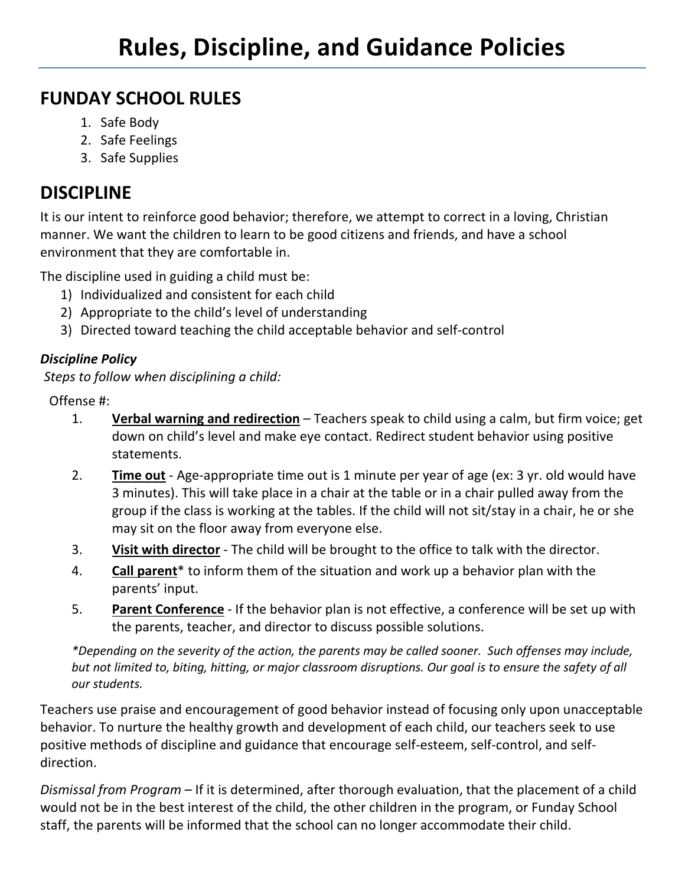# Rules, Discipline, and Guidance Policies

## FUNDAY SCHOOL RULES

1. Safe Body
2. Safe Feelings
3. Safe Supplies

## DISCIPLINE

It is our intent to reinforce good behavior; therefore, we attempt to correct in a loving, Christian manner. We want the children to learn to be good citizens and friends, and have a school environment that they are comfortable in.

The discipline used in guiding a child must be:

1) Individualized and consistent for each child
2) Appropriate to the child's level of understanding
3) Directed toward teaching the child acceptable behavior and self-control

***Discipline Policy***

*Steps to follow when disciplining a child:*

Offense #:

1. **Verbal warning and redirection** – Teachers speak to child using a calm, but firm voice; get down on child's level and make eye contact. Redirect student behavior using positive statements.
2. **Time out** - Age-appropriate time out is 1 minute per year of age (ex: 3 yr. old would have 3 minutes). This will take place in a chair at the table or in a chair pulled away from the group if the class is working at the tables. If the child will not sit/stay in a chair, he or she may sit on the floor away from everyone else.
3. **Visit with director** - The child will be brought to the office to talk with the director.
4. **Call parent*** to inform them of the situation and work up a behavior plan with the parents' input.
5. **Parent Conference** - If the behavior plan is not effective, a conference will be set up with the parents, teacher, and director to discuss possible solutions.

*\*Depending on the severity of the action, the parents may be called sooner. Such offenses may include, but not limited to, biting, hitting, or major classroom disruptions. Our goal is to ensure the safety of all our students.*

Teachers use praise and encouragement of good behavior instead of focusing only upon unacceptable behavior. To nurture the healthy growth and development of each child, our teachers seek to use positive methods of discipline and guidance that encourage self-esteem, self-control, and self-direction.

*Dismissal from Program* – If it is determined, after thorough evaluation, that the placement of a child would not be in the best interest of the child, the other children in the program, or Funday School staff, the parents will be informed that the school can no longer accommodate their child.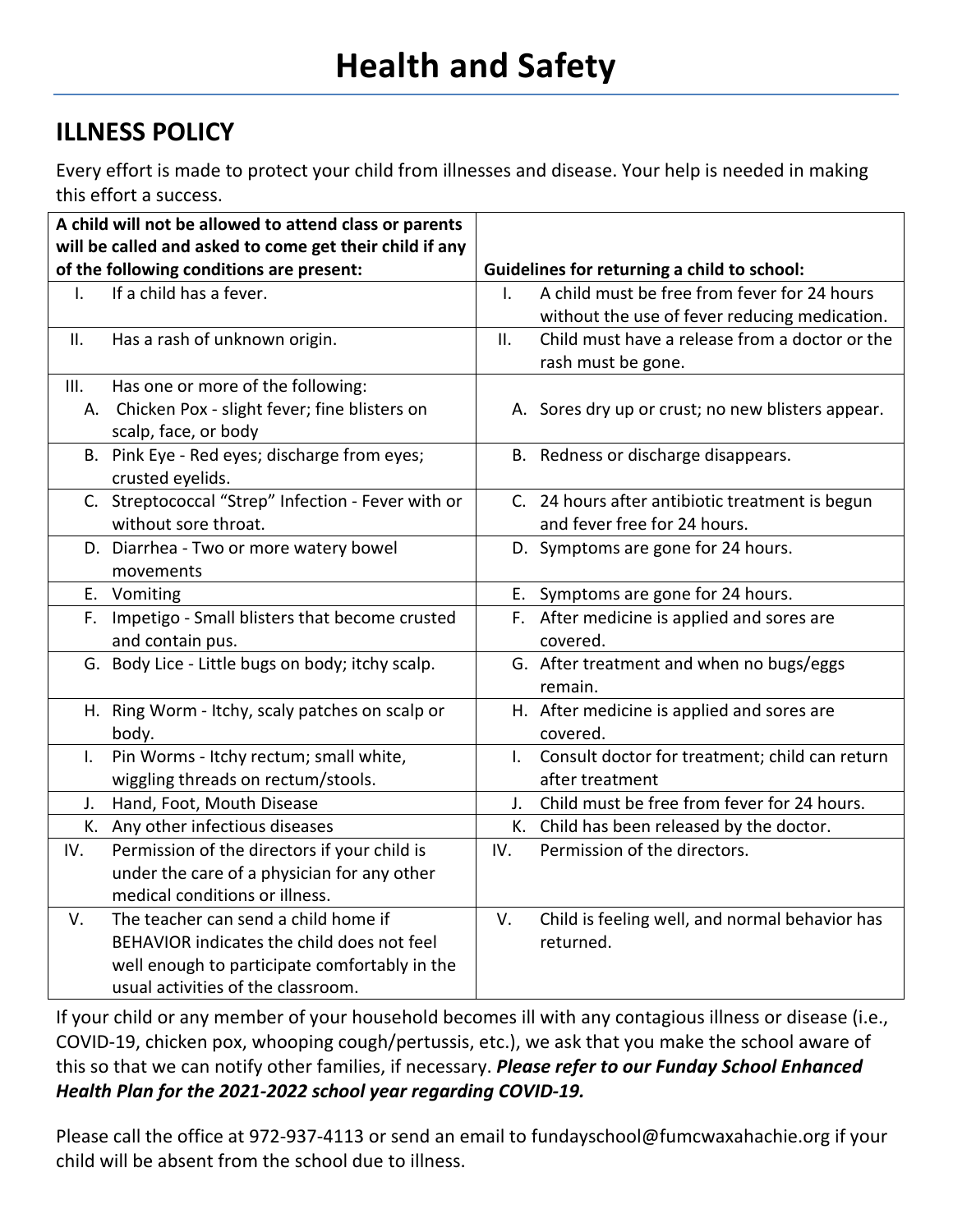# Health and Safety

## ILLNESS POLICY

Every effort is made to protect your child from illnesses and disease. Your help is needed in making this effort a success.

| A child will not be allowed to attend class or parents will be called and asked to come get their child if any of the following conditions are present: | Guidelines for returning a child to school: |
|---|---|
| I. If a child has a fever. | I. A child must be free from fever for 24 hours without the use of fever reducing medication. |
| II. Has a rash of unknown origin. | II. Child must have a release from a doctor or the rash must be gone. |
| III. Has one or more of the following:<br>A. Chicken Pox - slight fever; fine blisters on scalp, face, or body | A. Sores dry up or crust; no new blisters appear. |
| B. Pink Eye - Red eyes; discharge from eyes; crusted eyelids. | B. Redness or discharge disappears. |
| C. Streptococcal "Strep" Infection - Fever with or without sore throat. | C. 24 hours after antibiotic treatment is begun and fever free for 24 hours. |
| D. Diarrhea - Two or more watery bowel movements | D. Symptoms are gone for 24 hours. |
| E. Vomiting | E. Symptoms are gone for 24 hours. |
| F. Impetigo - Small blisters that become crusted and contain pus. | F. After medicine is applied and sores are covered. |
| G. Body Lice - Little bugs on body; itchy scalp. | G. After treatment and when no bugs/eggs remain. |
| H. Ring Worm - Itchy, scaly patches on scalp or body. | H. After medicine is applied and sores are covered. |
| I. Pin Worms - Itchy rectum; small white, wiggling threads on rectum/stools. | I. Consult doctor for treatment; child can return after treatment |
| J. Hand, Foot, Mouth Disease | J. Child must be free from fever for 24 hours. |
| K. Any other infectious diseases | K. Child has been released by the doctor. |
| IV. Permission of the directors if your child is under the care of a physician for any other medical conditions or illness. | IV. Permission of the directors. |
| V. The teacher can send a child home if BEHAVIOR indicates the child does not feel well enough to participate comfortably in the usual activities of the classroom. | V. Child is feeling well, and normal behavior has returned. |

If your child or any member of your household becomes ill with any contagious illness or disease (i.e., COVID-19, chicken pox, whooping cough/pertussis, etc.), we ask that you make the school aware of this so that we can notify other families, if necessary. ***Please refer to our Funday School Enhanced Health Plan for the 2021-2022 school year regarding COVID-19.***

Please call the office at 972-937-4113 or send an email to fundayschool@fumcwaxahachie.org if your child will be absent from the school due to illness.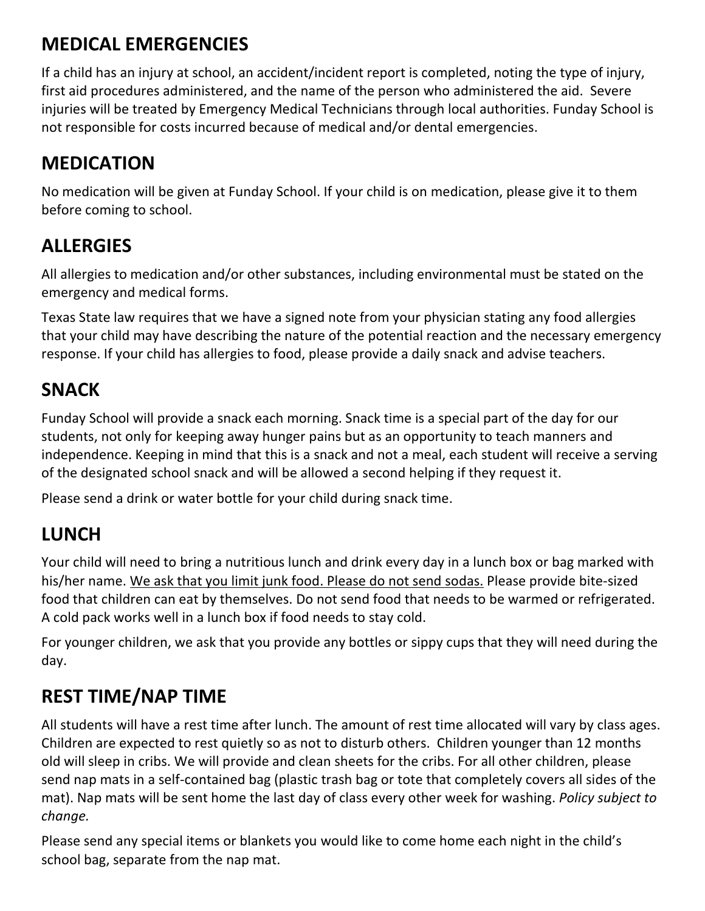## MEDICAL EMERGENCIES

If a child has an injury at school, an accident/incident report is completed, noting the type of injury, first aid procedures administered, and the name of the person who administered the aid. Severe injuries will be treated by Emergency Medical Technicians through local authorities. Funday School is not responsible for costs incurred because of medical and/or dental emergencies.

## MEDICATION

No medication will be given at Funday School. If your child is on medication, please give it to them before coming to school.

## ALLERGIES

All allergies to medication and/or other substances, including environmental must be stated on the emergency and medical forms.

Texas State law requires that we have a signed note from your physician stating any food allergies that your child may have describing the nature of the potential reaction and the necessary emergency response. If your child has allergies to food, please provide a daily snack and advise teachers.

## SNACK

Funday School will provide a snack each morning. Snack time is a special part of the day for our students, not only for keeping away hunger pains but as an opportunity to teach manners and independence. Keeping in mind that this is a snack and not a meal, each student will receive a serving of the designated school snack and will be allowed a second helping if they request it.

Please send a drink or water bottle for your child during snack time.

## LUNCH

Your child will need to bring a nutritious lunch and drink every day in a lunch box or bag marked with his/her name. <u>We ask that you limit junk food. Please do not send sodas.</u> Please provide bite-sized food that children can eat by themselves. Do not send food that needs to be warmed or refrigerated. A cold pack works well in a lunch box if food needs to stay cold.

For younger children, we ask that you provide any bottles or sippy cups that they will need during the day.

## REST TIME/NAP TIME

All students will have a rest time after lunch. The amount of rest time allocated will vary by class ages. Children are expected to rest quietly so as not to disturb others. Children younger than 12 months old will sleep in cribs. We will provide and clean sheets for the cribs. For all other children, please send nap mats in a self-contained bag (plastic trash bag or tote that completely covers all sides of the mat). Nap mats will be sent home the last day of class every other week for washing. *Policy subject to change.*

Please send any special items or blankets you would like to come home each night in the child's school bag, separate from the nap mat.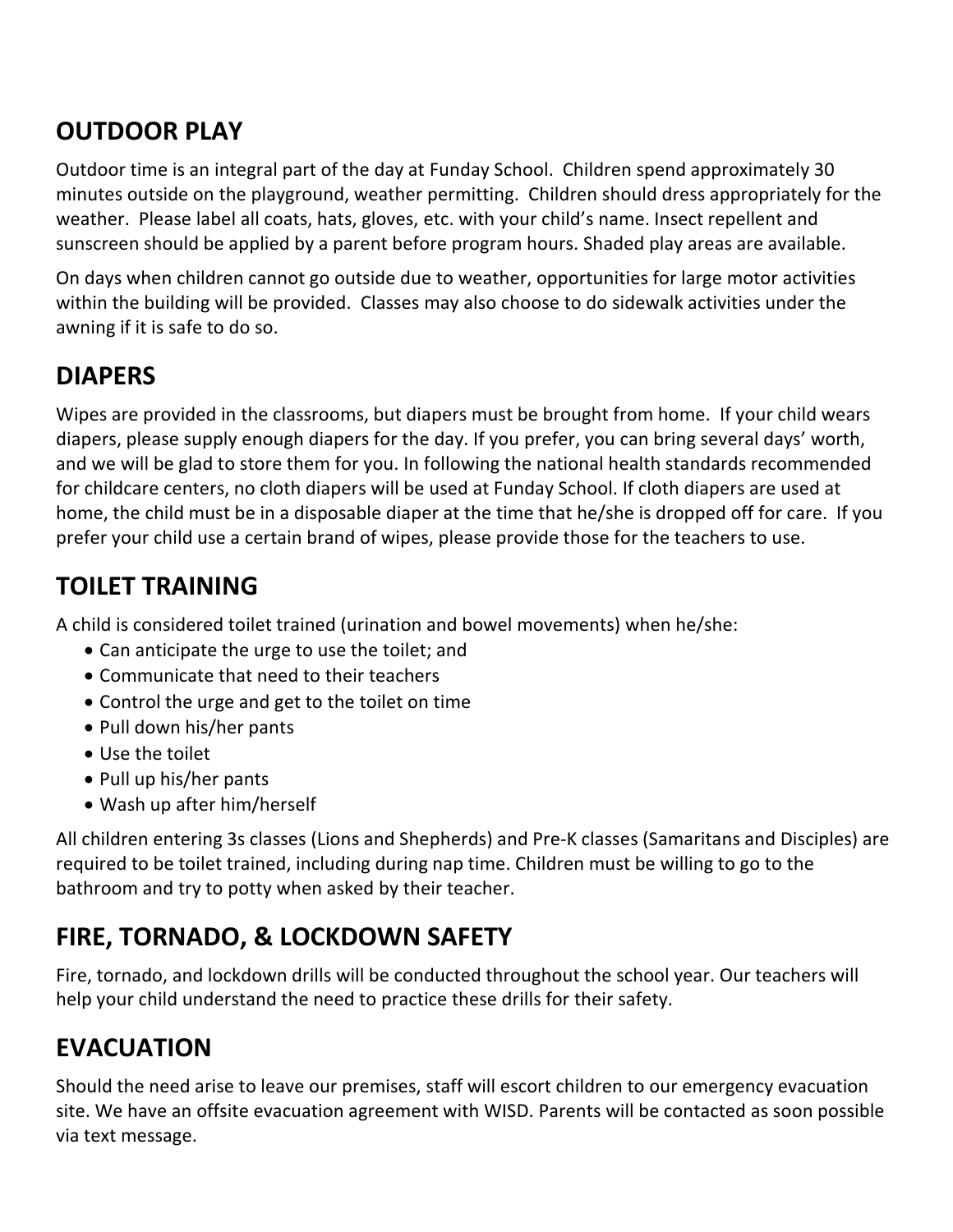## OUTDOOR PLAY

Outdoor time is an integral part of the day at Funday School. Children spend approximately 30 minutes outside on the playground, weather permitting. Children should dress appropriately for the weather. Please label all coats, hats, gloves, etc. with your child's name. Insect repellent and sunscreen should be applied by a parent before program hours. Shaded play areas are available.

On days when children cannot go outside due to weather, opportunities for large motor activities within the building will be provided. Classes may also choose to do sidewalk activities under the awning if it is safe to do so.

## DIAPERS

Wipes are provided in the classrooms, but diapers must be brought from home. If your child wears diapers, please supply enough diapers for the day. If you prefer, you can bring several days' worth, and we will be glad to store them for you. In following the national health standards recommended for childcare centers, no cloth diapers will be used at Funday School. If cloth diapers are used at home, the child must be in a disposable diaper at the time that he/she is dropped off for care. If you prefer your child use a certain brand of wipes, please provide those for the teachers to use.

## TOILET TRAINING

A child is considered toilet trained (urination and bowel movements) when he/she:

- Can anticipate the urge to use the toilet; and
- Communicate that need to their teachers
- Control the urge and get to the toilet on time
- Pull down his/her pants
- Use the toilet
- Pull up his/her pants
- Wash up after him/herself

All children entering 3s classes (Lions and Shepherds) and Pre-K classes (Samaritans and Disciples) are required to be toilet trained, including during nap time. Children must be willing to go to the bathroom and try to potty when asked by their teacher.

## FIRE, TORNADO, & LOCKDOWN SAFETY

Fire, tornado, and lockdown drills will be conducted throughout the school year. Our teachers will help your child understand the need to practice these drills for their safety.

## EVACUATION

Should the need arise to leave our premises, staff will escort children to our emergency evacuation site. We have an offsite evacuation agreement with WISD. Parents will be contacted as soon possible via text message.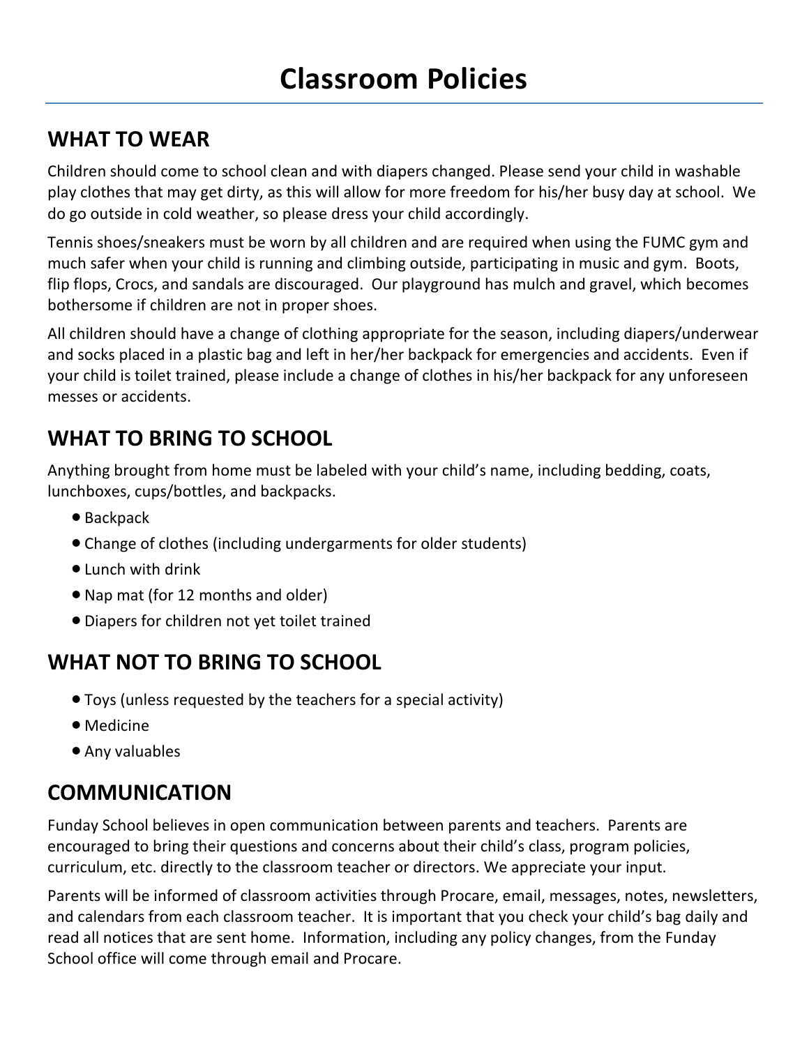# Classroom Policies

## WHAT TO WEAR

Children should come to school clean and with diapers changed. Please send your child in washable play clothes that may get dirty, as this will allow for more freedom for his/her busy day at school. We do go outside in cold weather, so please dress your child accordingly.

Tennis shoes/sneakers must be worn by all children and are required when using the FUMC gym and much safer when your child is running and climbing outside, participating in music and gym. Boots, flip flops, Crocs, and sandals are discouraged. Our playground has mulch and gravel, which becomes bothersome if children are not in proper shoes.

All children should have a change of clothing appropriate for the season, including diapers/underwear and socks placed in a plastic bag and left in her/her backpack for emergencies and accidents. Even if your child is toilet trained, please include a change of clothes in his/her backpack for any unforeseen messes or accidents.

## WHAT TO BRING TO SCHOOL

Anything brought from home must be labeled with your child's name, including bedding, coats, lunchboxes, cups/bottles, and backpacks.

- Backpack
- Change of clothes (including undergarments for older students)
- Lunch with drink
- Nap mat (for 12 months and older)
- Diapers for children not yet toilet trained

## WHAT NOT TO BRING TO SCHOOL

- Toys (unless requested by the teachers for a special activity)
- Medicine
- Any valuables

## COMMUNICATION

Funday School believes in open communication between parents and teachers. Parents are encouraged to bring their questions and concerns about their child's class, program policies, curriculum, etc. directly to the classroom teacher or directors. We appreciate your input.

Parents will be informed of classroom activities through Procare, email, messages, notes, newsletters, and calendars from each classroom teacher. It is important that you check your child's bag daily and read all notices that are sent home. Information, including any policy changes, from the Funday School office will come through email and Procare.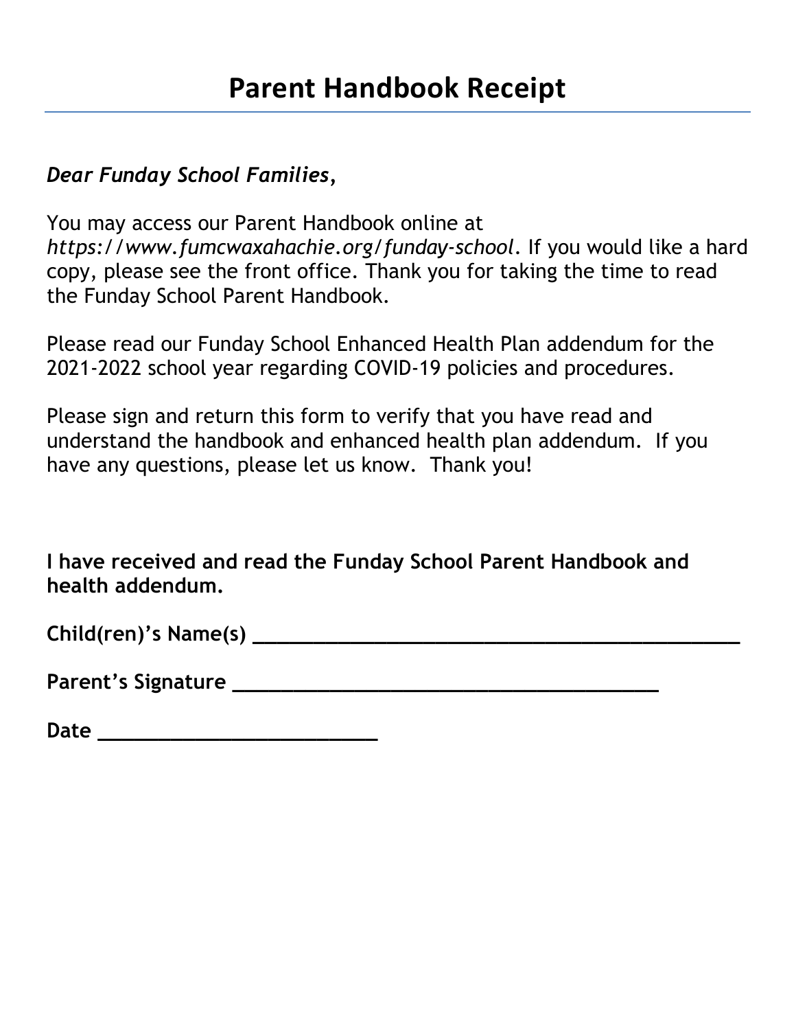# Parent Handbook Receipt

*Dear Funday School Families,*

You may access our Parent Handbook online at *https://www.fumcwaxahachie.org/funday-school*. If you would like a hard copy, please see the front office. Thank you for taking the time to read the Funday School Parent Handbook.

Please read our Funday School Enhanced Health Plan addendum for the 2021-2022 school year regarding COVID-19 policies and procedures.

Please sign and return this form to verify that you have read and understand the handbook and enhanced health plan addendum. If you have any questions, please let us know. Thank you!

**I have received and read the Funday School Parent Handbook and health addendum.**

**Child(ren)'s Name(s) ____________________________________________**

**Parent's Signature ______________________________________**

**Date _________________________**